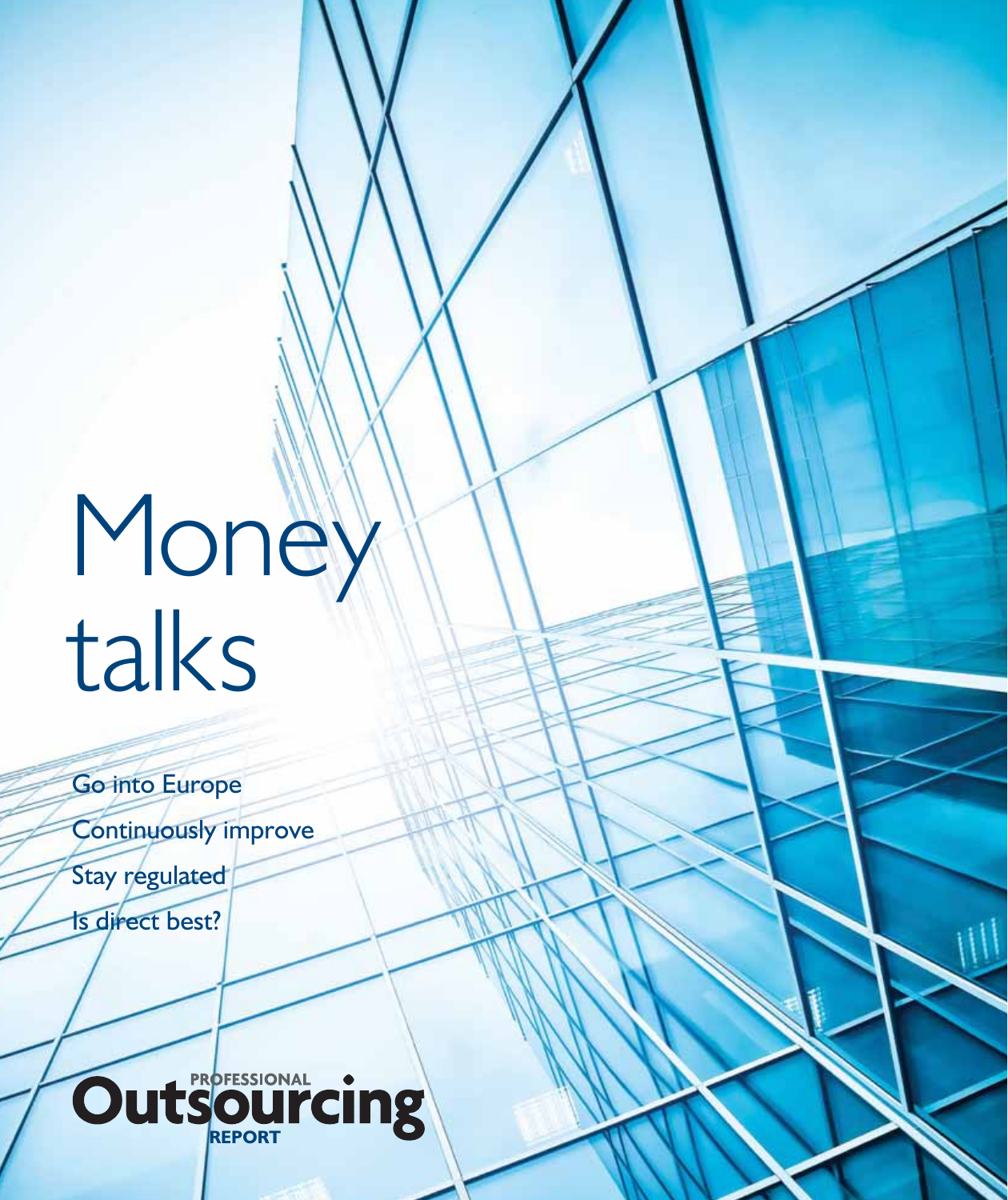# Money talks

- Go into Europe
- Continuously improve
- Stay regulated
- Is direct best?

**PROFESSIONAL Outsourcing REPORT**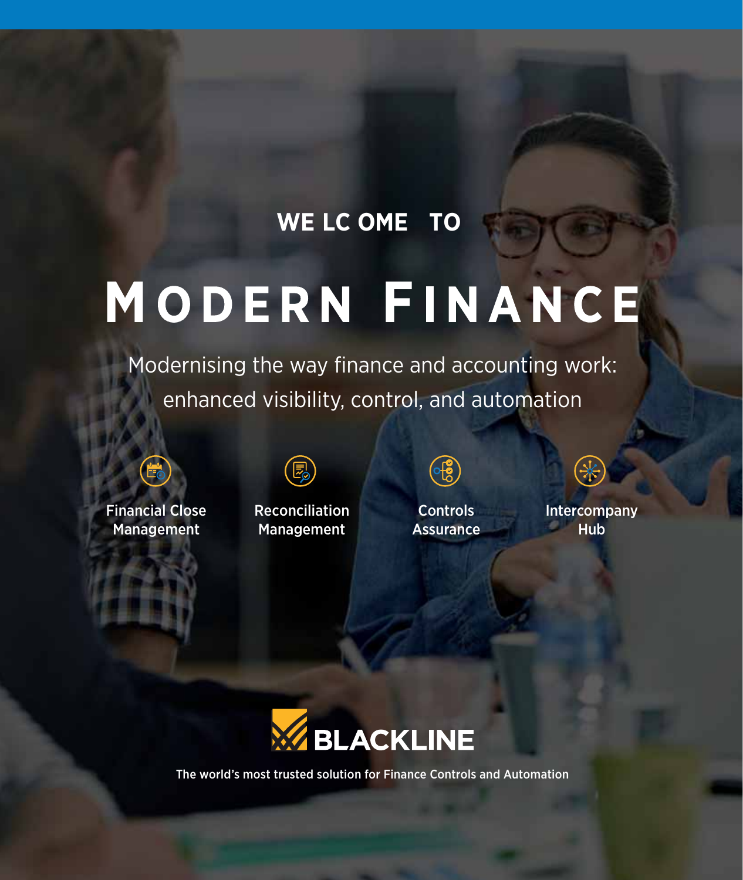## WELCOME TO

# MODERN FINANCE

Modernising the way finance and accounting work: enhanced visibility, control, and automation

- Financial Close Management
- Reconciliation Management
- Controls Assurance
- Intercompany Hub

**BLACKLINE**

The world's most trusted solution for Finance Controls and Automation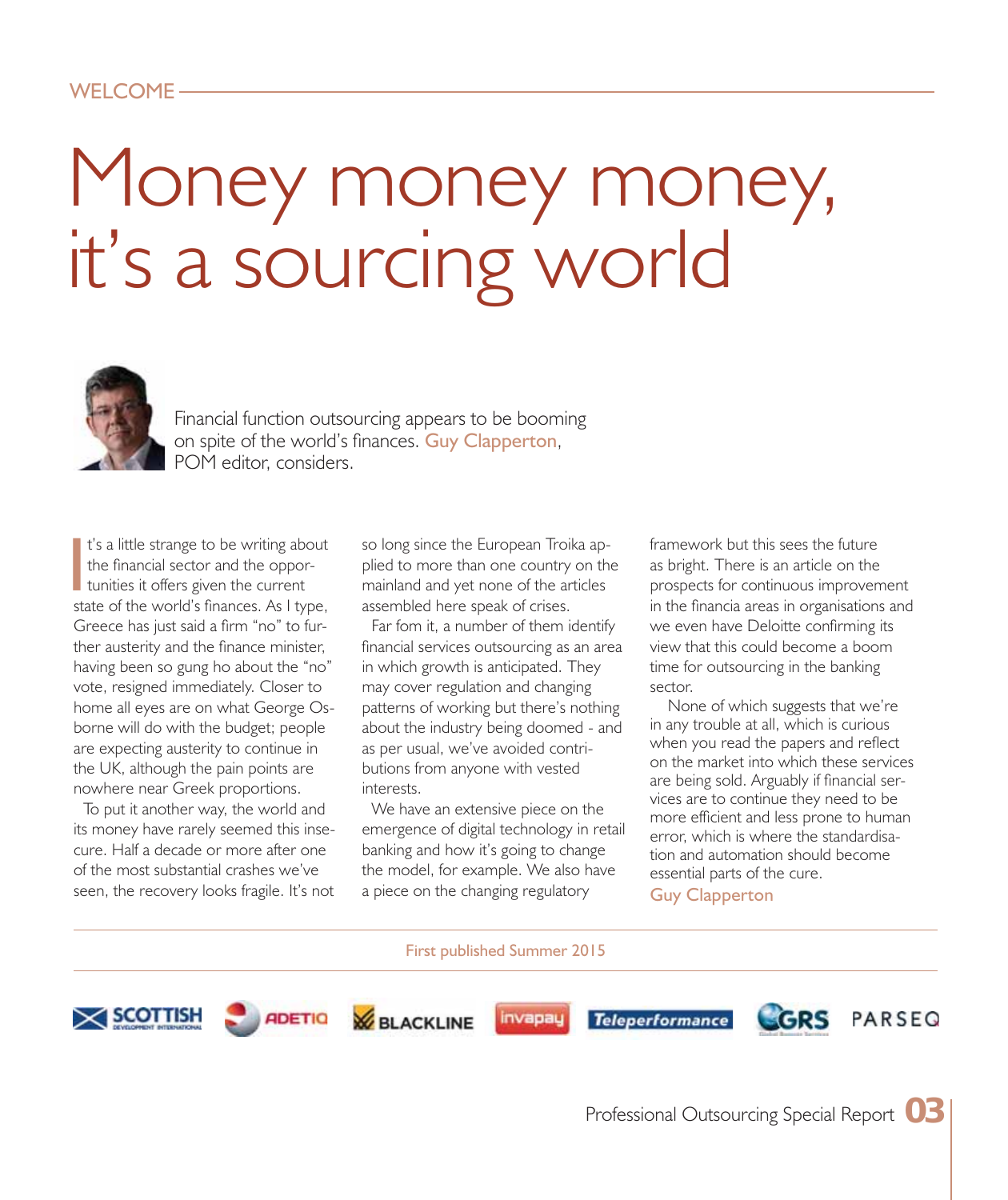WELCOME

# Money money money, it's a sourcing world

Financial function outsourcing appears to be booming on spite of the world's finances. Guy Clapperton, POM editor, considers.

It's a little strange to be writing about the financial sector and the opportunities it offers given the current state of the world's finances. As I type, Greece has just said a firm "no" to further austerity and the finance minister, having been so gung ho about the "no" vote, resigned immediately. Closer to home all eyes are on what George Osborne will do with the budget; people are expecting austerity to continue in the UK, although the pain points are nowhere near Greek proportions.

To put it another way, the world and its money have rarely seemed this insecure. Half a decade or more after one of the most substantial crashes we've seen, the recovery looks fragile. It's not so long since the European Troika applied to more than one country on the mainland and yet none of the articles assembled here speak of crises.

Far fom it, a number of them identify financial services outsourcing as an area in which growth is anticipated. They may cover regulation and changing patterns of working but there's nothing about the industry being doomed - and as per usual, we've avoided contributions from anyone with vested interests.

We have an extensive piece on the emergence of digital technology in retail banking and how it's going to change the model, for example. We also have a piece on the changing regulatory framework but this sees the future as bright. There is an article on the prospects for continuous improvement in the financia areas in organisations and we even have Deloitte confirming its view that this could become a boom time for outsourcing in the banking sector.

None of which suggests that we're in any trouble at all, which is curious when you read the papers and reflect on the market into which these services are being sold. Arguably if financial services are to continue they need to be more efficient and less prone to human error, which is where the standardisation and automation should become essential parts of the cure.

Guy Clapperton

First published Summer 2015

SCOTTISH DEVELOPMENT INTERNATIONAL · ADETIQ · BLACKLINE · invapay · Teleperformance · GRS · PARSEQ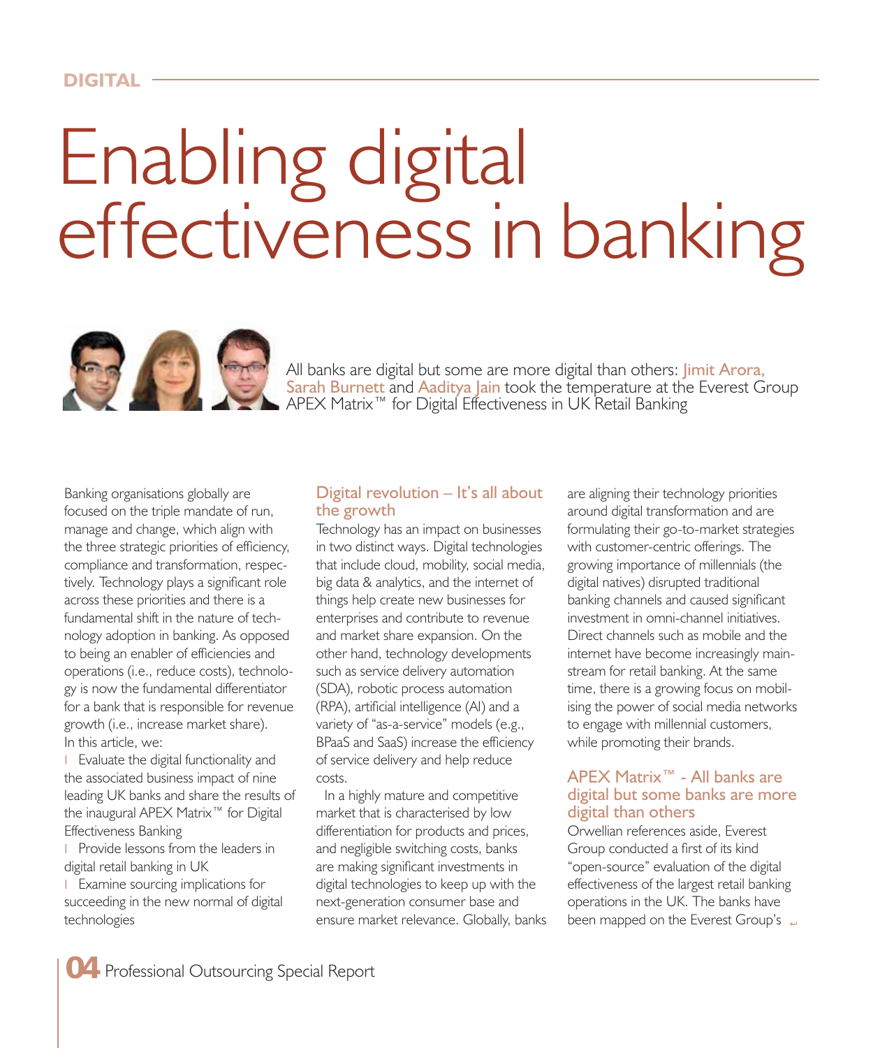# Enabling digital effectiveness in banking

All banks are digital but some are more digital than others: Jimit Arora, Sarah Burnett and Aaditya Jain took the temperature at the Everest Group APEX Matrix™ for Digital Effectiveness in UK Retail Banking

Banking organisations globally are focused on the triple mandate of run, manage and change, which align with the three strategic priorities of efficiency, compliance and transformation, respectively. Technology plays a significant role across these priorities and there is a fundamental shift in the nature of technology adoption in banking. As opposed to being an enabler of efficiencies and operations (i.e., reduce costs), technology is now the fundamental differentiator for a bank that is responsible for revenue growth (i.e., increase market share).

In this article, we:

- Evaluate the digital functionality and the associated business impact of nine leading UK banks and share the results of the inaugural APEX Matrix™ for Digital Effectiveness Banking
- Provide lessons from the leaders in digital retail banking in UK
- Examine sourcing implications for succeeding in the new normal of digital technologies

## Digital revolution – It's all about the growth

Technology has an impact on businesses in two distinct ways. Digital technologies that include cloud, mobility, social media, big data & analytics, and the internet of things help create new businesses for enterprises and contribute to revenue and market share expansion. On the other hand, technology developments such as service delivery automation (SDA), robotic process automation (RPA), artificial intelligence (AI) and a variety of "as-a-service" models (e.g., BPaaS and SaaS) increase the efficiency of service delivery and help reduce costs.

In a highly mature and competitive market that is characterised by low differentiation for products and prices, and negligible switching costs, banks are making significant investments in digital technologies to keep up with the next-generation consumer base and ensure market relevance. Globally, banks are aligning their technology priorities around digital transformation and are formulating their go-to-market strategies with customer-centric offerings. The growing importance of millennials (the digital natives) disrupted traditional banking channels and caused significant investment in omni-channel initiatives. Direct channels such as mobile and the internet have become increasingly mainstream for retail banking. At the same time, there is a growing focus on mobilising the power of social media networks to engage with millennial customers, while promoting their brands.

## APEX Matrix™ - All banks are digital but some banks are more digital than others

Orwellian references aside, Everest Group conducted a first of its kind "open-source" evaluation of the digital effectiveness of the largest retail banking operations in the UK. The banks have been mapped on the Everest Group's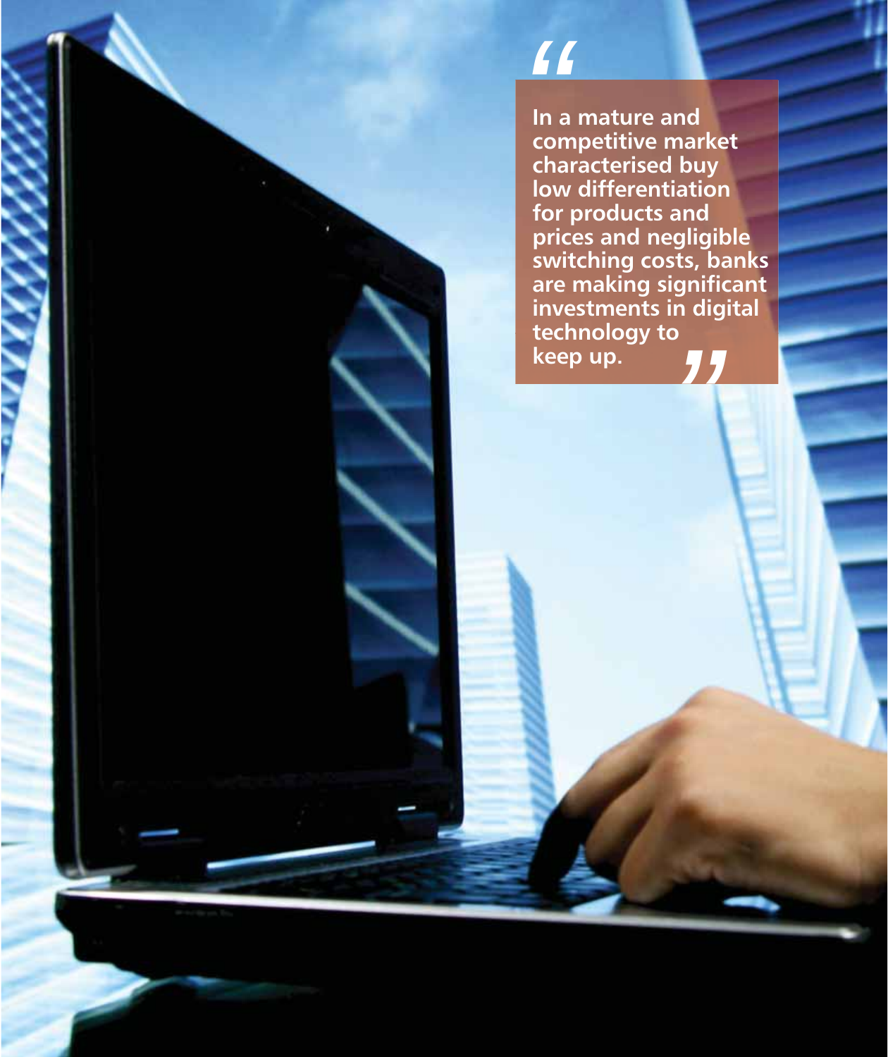> “In a mature and competitive market characterised buy low differentiation for products and prices and negligible switching costs, banks are making significant investments in digital technology to keep up.”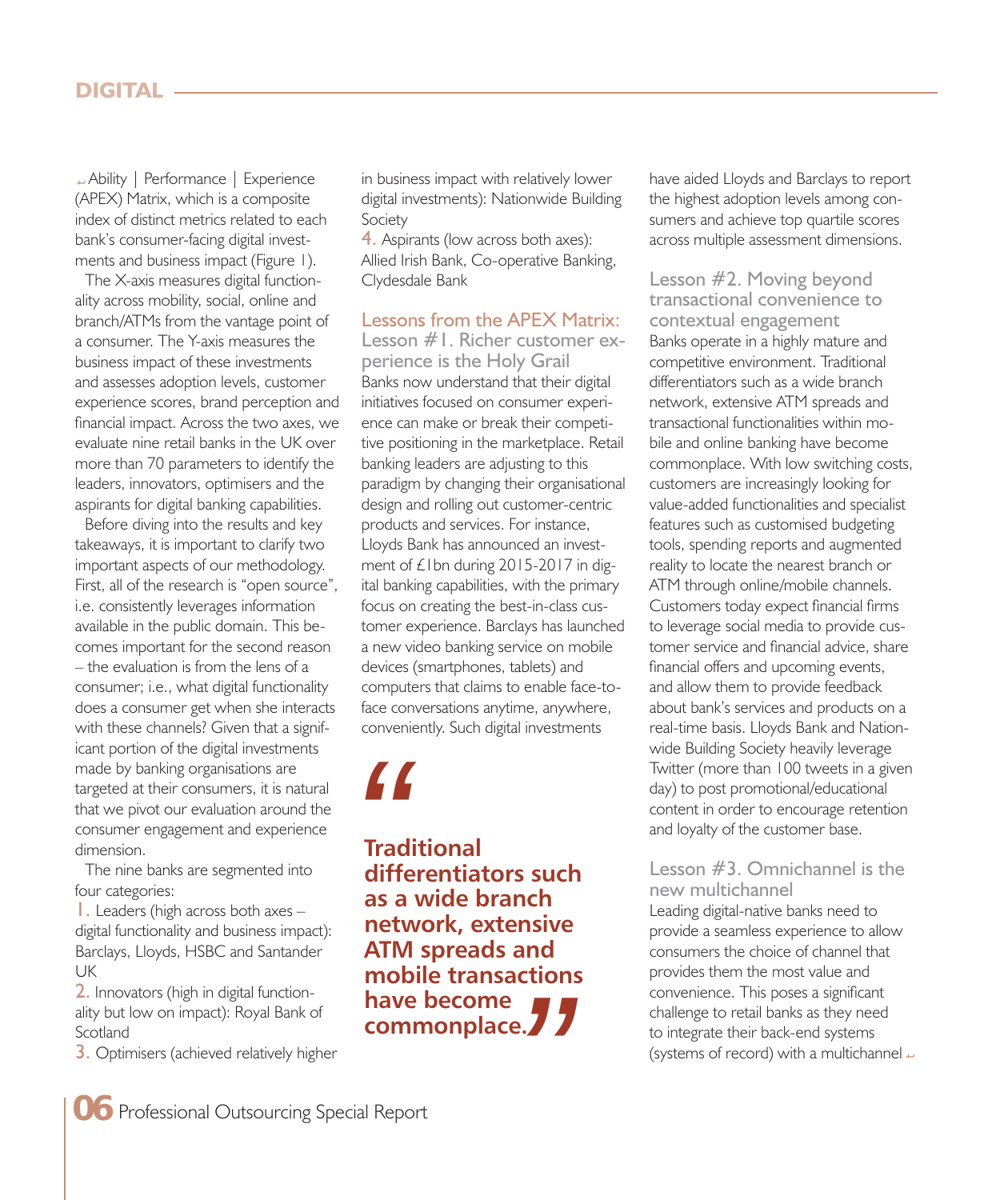Ability | Performance | Experience (APEX) Matrix, which is a composite index of distinct metrics related to each bank's consumer-facing digital investments and business impact (Figure 1).

The X-axis measures digital functionality across mobility, social, online and branch/ATMs from the vantage point of a consumer. The Y-axis measures the business impact of these investments and assesses adoption levels, customer experience scores, brand perception and financial impact. Across the two axes, we evaluate nine retail banks in the UK over more than 70 parameters to identify the leaders, innovators, optimisers and the aspirants for digital banking capabilities.

Before diving into the results and key takeaways, it is important to clarify two important aspects of our methodology. First, all of the research is "open source", i.e. consistently leverages information available in the public domain. This becomes important for the second reason – the evaluation is from the lens of a consumer; i.e., what digital functionality does a consumer get when she interacts with these channels? Given that a significant portion of the digital investments made by banking organisations are targeted at their consumers, it is natural that we pivot our evaluation around the consumer engagement and experience dimension.

The nine banks are segmented into four categories:

1. Leaders (high across both axes – digital functionality and business impact): Barclays, Lloyds, HSBC and Santander UK
2. Innovators (high in digital functionality but low on impact): Royal Bank of Scotland
3. Optimisers (achieved relatively higher in business impact with relatively lower digital investments): Nationwide Building Society
4. Aspirants (low across both axes): Allied Irish Bank, Co-operative Banking, Clydesdale Bank

### Lessons from the APEX Matrix: Lesson #1. Richer customer experience is the Holy Grail

Banks now understand that their digital initiatives focused on consumer experience can make or break their competitive positioning in the marketplace. Retail banking leaders are adjusting to this paradigm by changing their organisational design and rolling out customer-centric products and services. For instance, Lloyds Bank has announced an investment of £1bn during 2015-2017 in digital banking capabilities, with the primary focus on creating the best-in-class customer experience. Barclays has launched a new video banking service on mobile devices (smartphones, tablets) and computers that claims to enable face-to-face conversations anytime, anywhere, conveniently. Such digital investments have aided Lloyds and Barclays to report the highest adoption levels among consumers and achieve top quartile scores across multiple assessment dimensions.

> **"Traditional differentiators such as a wide branch network, extensive ATM spreads and mobile transactions have become commonplace."**

### Lesson #2. Moving beyond transactional convenience to contextual engagement

Banks operate in a highly mature and competitive environment. Traditional differentiators such as a wide branch network, extensive ATM spreads and transactional functionalities within mobile and online banking have become commonplace. With low switching costs, customers are increasingly looking for value-added functionalities and specialist features such as customised budgeting tools, spending reports and augmented reality to locate the nearest branch or ATM through online/mobile channels. Customers today expect financial firms to leverage social media to provide customer service and financial advice, share financial offers and upcoming events, and allow them to provide feedback about bank's services and products on a real-time basis. Lloyds Bank and Nationwide Building Society heavily leverage Twitter (more than 100 tweets in a given day) to post promotional/educational content in order to encourage retention and loyalty of the customer base.

### Lesson #3. Omnichannel is the new multichannel

Leading digital-native banks need to provide a seamless experience to allow consumers the choice of channel that provides them the most value and convenience. This poses a significant challenge to retail banks as they need to integrate their back-end systems (systems of record) with a multichannel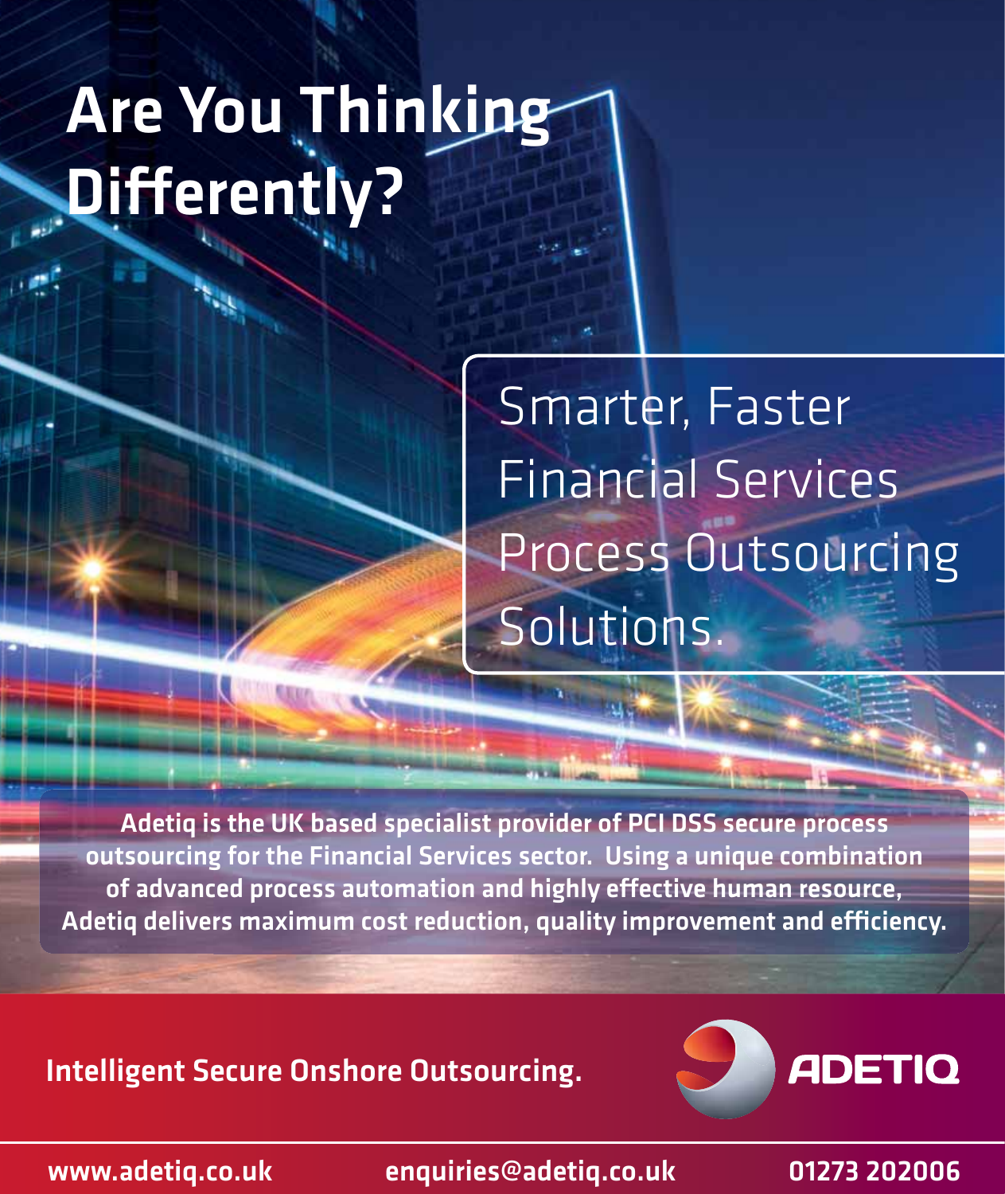# Are You Thinking Differently?

Smarter, Faster Financial Services Process Outsourcing Solutions.

**Adetiq is the UK based specialist provider of PCI DSS secure process outsourcing for the Financial Services sector. Using a unique combination of advanced process automation and highly effective human resource, Adetiq delivers maximum cost reduction, quality improvement and efficiency.**

**Intelligent Secure Onshore Outsourcing.**

**ADETIQ**

**www.adetiq.co.uk** **enquiries@adetiq.co.uk** **01273 202006**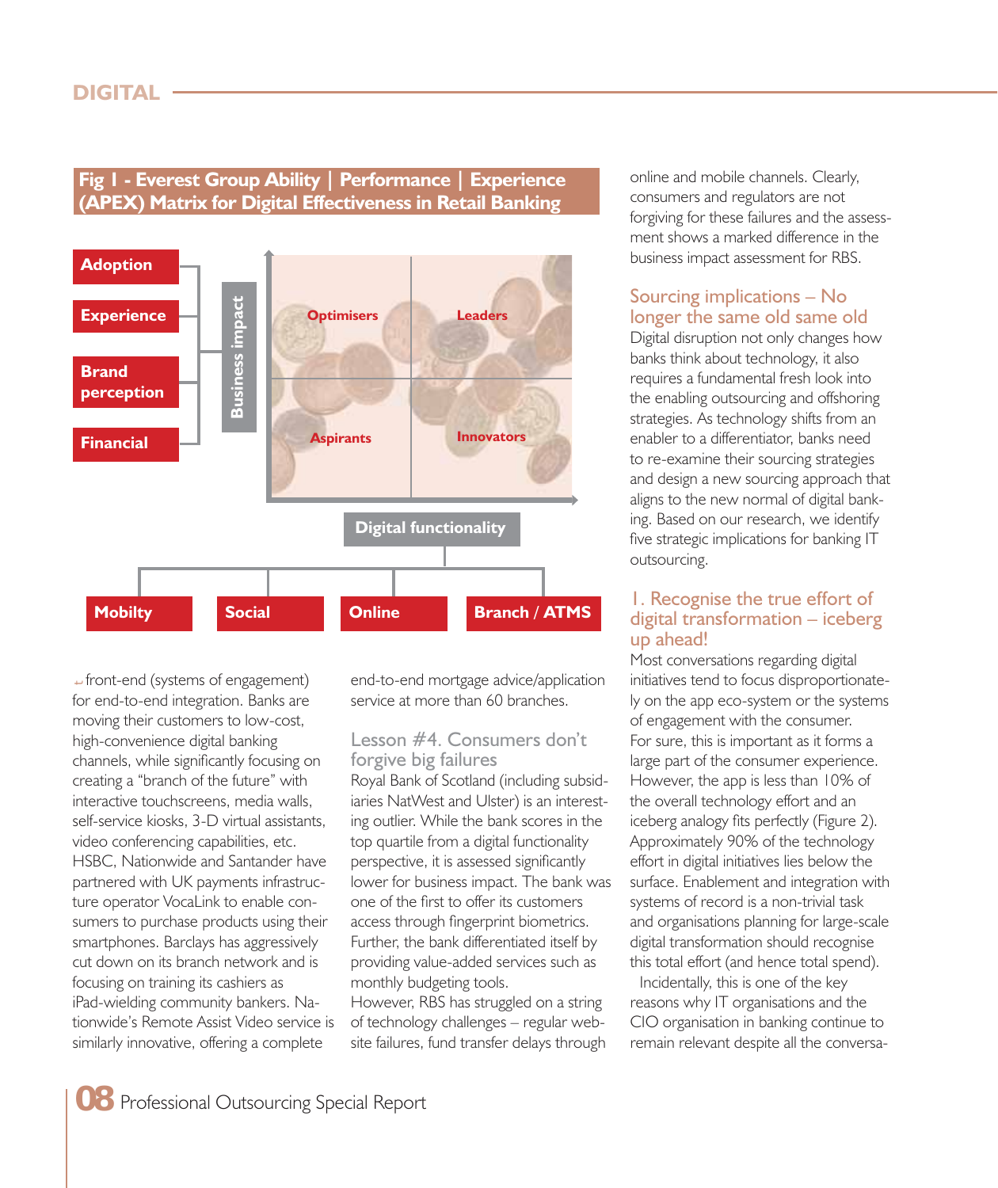**Fig 1 - Everest Group Ability | Performance | Experience (APEX) Matrix for Digital Effectiveness in Retail Banking**

Business impact: Adoption, Experience, Brand perception, Financial

Digital functionality: Mobilty, Social, Online, Branch / ATMS

Quadrants: Optimisers, Leaders, Aspirants, Innovators

front-end (systems of engagement) for end-to-end integration. Banks are moving their customers to low-cost, high-convenience digital banking channels, while significantly focusing on creating a "branch of the future" with interactive touchscreens, media walls, self-service kiosks, 3-D virtual assistants, video conferencing capabilities, etc. HSBC, Nationwide and Santander have partnered with UK payments infrastructure operator VocaLink to enable consumers to purchase products using their smartphones. Barclays has aggressively cut down on its branch network and is focusing on training its cashiers as iPad-wielding community bankers. Nationwide's Remote Assist Video service is similarly innovative, offering a complete end-to-end mortgage advice/application service at more than 60 branches.

### Lesson #4. Consumers don't forgive big failures

Royal Bank of Scotland (including subsidiaries NatWest and Ulster) is an interesting outlier. While the bank scores in the top quartile from a digital functionality perspective, it is assessed significantly lower for business impact. The bank was one of the first to offer its customers access through fingerprint biometrics. Further, the bank differentiated itself by providing value-added services such as monthly budgeting tools.

However, RBS has struggled on a string of technology challenges – regular website failures, fund transfer delays through online and mobile channels. Clearly, consumers and regulators are not forgiving for these failures and the assessment shows a marked difference in the business impact assessment for RBS.

## Sourcing implications – No longer the same old same old

Digital disruption not only changes how banks think about technology, it also requires a fundamental fresh look into the enabling outsourcing and offshoring strategies. As technology shifts from an enabler to a differentiator, banks need to re-examine their sourcing strategies and design a new sourcing approach that aligns to the new normal of digital banking. Based on our research, we identify five strategic implications for banking IT outsourcing.

### 1. Recognise the true effort of digital transformation – iceberg up ahead!

Most conversations regarding digital initiatives tend to focus disproportionately on the app eco-system or the systems of engagement with the consumer. For sure, this is important as it forms a large part of the consumer experience. However, the app is less than 10% of the overall technology effort and an iceberg analogy fits perfectly (Figure 2). Approximately 90% of the technology effort in digital initiatives lies below the surface. Enablement and integration with systems of record is a non-trivial task and organisations planning for large-scale digital transformation should recognise this total effort (and hence total spend).

Incidentally, this is one of the key reasons why IT organisations and the CIO organisation in banking continue to remain relevant despite all the conversa-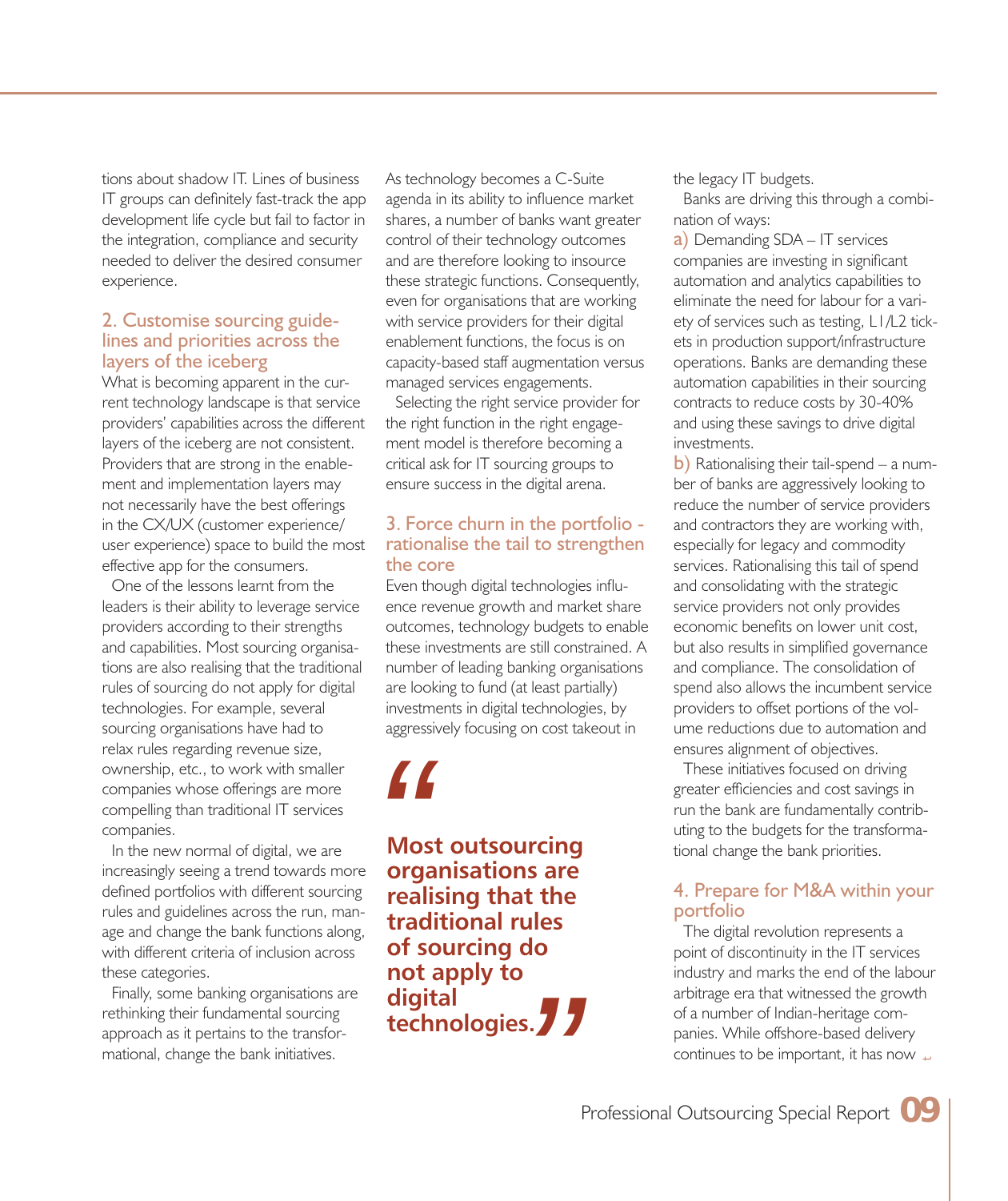tions about shadow IT. Lines of business IT groups can definitely fast-track the app development life cycle but fail to factor in the integration, compliance and security needed to deliver the desired consumer experience.

## 2. Customise sourcing guidelines and priorities across the layers of the iceberg

What is becoming apparent in the current technology landscape is that service providers' capabilities across the different layers of the iceberg are not consistent. Providers that are strong in the enablement and implementation layers may not necessarily have the best offerings in the CX/UX (customer experience/ user experience) space to build the most effective app for the consumers.

One of the lessons learnt from the leaders is their ability to leverage service providers according to their strengths and capabilities. Most sourcing organisations are also realising that the traditional rules of sourcing do not apply for digital technologies. For example, several sourcing organisations have had to relax rules regarding revenue size, ownership, etc., to work with smaller companies whose offerings are more compelling than traditional IT services companies.

In the new normal of digital, we are increasingly seeing a trend towards more defined portfolios with different sourcing rules and guidelines across the run, manage and change the bank functions along, with different criteria of inclusion across these categories.

Finally, some banking organisations are rethinking their fundamental sourcing approach as it pertains to the transformational, change the bank initiatives.

As technology becomes a C-Suite agenda in its ability to influence market shares, a number of banks want greater control of their technology outcomes and are therefore looking to insource these strategic functions. Consequently, even for organisations that are working with service providers for their digital enablement functions, the focus is on capacity-based staff augmentation versus managed services engagements.

Selecting the right service provider for the right function in the right engagement model is therefore becoming a critical ask for IT sourcing groups to ensure success in the digital arena.

## 3. Force churn in the portfolio - rationalise the tail to strengthen the core

Even though digital technologies influence revenue growth and market share outcomes, technology budgets to enable these investments are still constrained. A number of leading banking organisations are looking to fund (at least partially) investments in digital technologies, by aggressively focusing on cost takeout in the legacy IT budgets.

> **"Most outsourcing organisations are realising that the traditional rules of sourcing do not apply to digital technologies."**

Banks are driving this through a combination of ways:

a) Demanding SDA – IT services companies are investing in significant automation and analytics capabilities to eliminate the need for labour for a variety of services such as testing, L1/L2 tickets in production support/infrastructure operations. Banks are demanding these automation capabilities in their sourcing contracts to reduce costs by 30-40% and using these savings to drive digital investments.

b) Rationalising their tail-spend – a number of banks are aggressively looking to reduce the number of service providers and contractors they are working with, especially for legacy and commodity services. Rationalising this tail of spend and consolidating with the strategic service providers not only provides economic benefits on lower unit cost, but also results in simplified governance and compliance. The consolidation of spend also allows the incumbent service providers to offset portions of the volume reductions due to automation and ensures alignment of objectives.

These initiatives focused on driving greater efficiencies and cost savings in run the bank are fundamentally contributing to the budgets for the transformational change the bank priorities.

## 4. Prepare for M&A within your portfolio

The digital revolution represents a point of discontinuity in the IT services industry and marks the end of the labour arbitrage era that witnessed the growth of a number of Indian-heritage companies. While offshore-based delivery continues to be important, it has now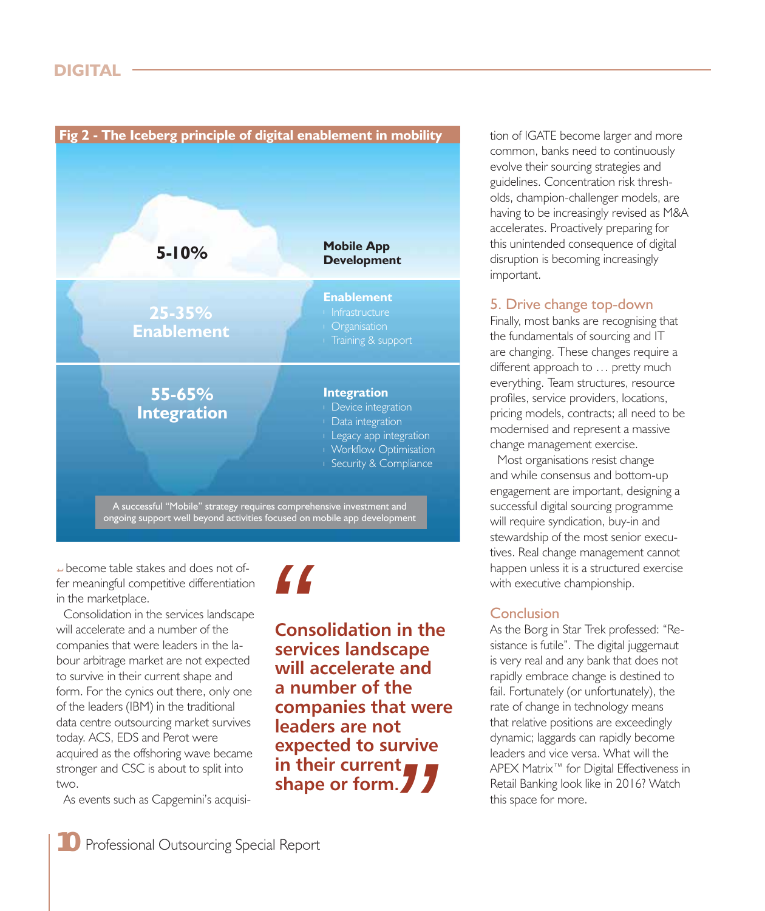**Fig 2 - The Iceberg principle of digital enablement in mobility**

5-10%

**Mobile App Development**

25-35% Enablement

**Enablement**
- Infrastructure
- Organisation
- Training & support

55-65% Integration

**Integration**
- Device integration
- Data integration
- Legacy app integration
- Workflow Optimisation
- Security & Compliance

A successful "Mobile" strategy requires comprehensive investment and ongoing support well beyond activities focused on mobile app development

become table stakes and does not offer meaningful competitive differentiation in the marketplace.

Consolidation in the services landscape will accelerate and a number of the companies that were leaders in the labour arbitrage market are not expected to survive in their current shape and form. For the cynics out there, only one of the leaders (IBM) in the traditional data centre outsourcing market survives today. ACS, EDS and Perot were acquired as the offshoring wave became stronger and CSC is about to split into two.

As events such as Capgemini's acquisition of IGATE become larger and more common, banks need to continuously evolve their sourcing strategies and guidelines. Concentration risk thresholds, champion-challenger models, are having to be increasingly revised as M&A accelerates. Proactively preparing for this unintended consequence of digital disruption is becoming increasingly important.

> **"Consolidation in the services landscape will accelerate and a number of the companies that were leaders are not expected to survive in their current shape or form."**

## 5. Drive change top-down

Finally, most banks are recognising that the fundamentals of sourcing and IT are changing. These changes require a different approach to … pretty much everything. Team structures, resource profiles, service providers, locations, pricing models, contracts; all need to be modernised and represent a massive change management exercise.

Most organisations resist change and while consensus and bottom-up engagement are important, designing a successful digital sourcing programme will require syndication, buy-in and stewardship of the most senior executives. Real change management cannot happen unless it is a structured exercise with executive championship.

## Conclusion

As the Borg in Star Trek professed: "Resistance is futile". The digital juggernaut is very real and any bank that does not rapidly embrace change is destined to fail. Fortunately (or unfortunately), the rate of change in technology means that relative positions are exceedingly dynamic; laggards can rapidly become leaders and vice versa. What will the APEX Matrix™ for Digital Effectiveness in Retail Banking look like in 2016? Watch this space for more.